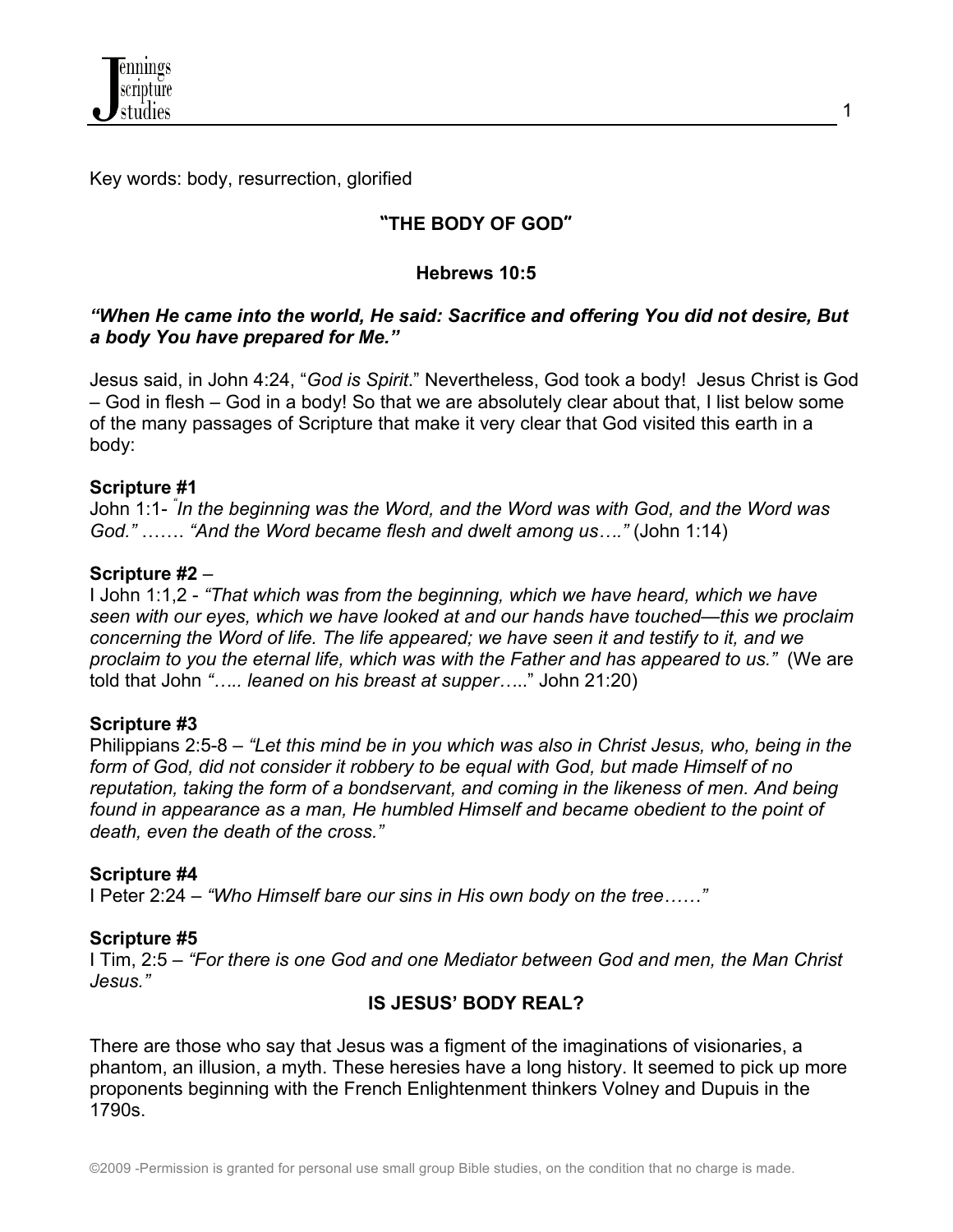Key words: body, resurrection, glorified

# "THE BODY OF GOD"

## Hebrews 10:5

***"When He came into the world, He said: Sacrifice and offering You did not desire, But a body You have prepared for Me."***

Jesus said, in John 4:24, "*God is Spirit*." Nevertheless, God took a body! Jesus Christ is God – God in flesh – God in a body! So that we are absolutely clear about that, I list below some of the many passages of Scripture that make it very clear that God visited this earth in a body:

**Scripture #1**
John 1:1- *"In the beginning was the Word, and the Word was with God, and the Word was God."* ……. *"And the Word became flesh and dwelt among us…."* (John 1:14)

**Scripture #2** –
I John 1:1,2 - *"That which was from the beginning, which we have heard, which we have seen with our eyes, which we have looked at and our hands have touched—this we proclaim concerning the Word of life. The life appeared; we have seen it and testify to it, and we proclaim to you the eternal life, which was with the Father and has appeared to us."* (We are told that John *"….. leaned on his breast at supper….*." John 21:20)

**Scripture #3**
Philippians 2:5-8 – *"Let this mind be in you which was also in Christ Jesus, who, being in the form of God, did not consider it robbery to be equal with God, but made Himself of no reputation, taking the form of a bondservant, and coming in the likeness of men. And being found in appearance as a man, He humbled Himself and became obedient to the point of death, even the death of the cross."*

**Scripture #4**
I Peter 2:24 – *"Who Himself bare our sins in His own body on the tree……"*

**Scripture #5**
I Tim, 2:5 – *"For there is one God and one Mediator between God and men, the Man Christ Jesus."*

## IS JESUS' BODY REAL?

There are those who say that Jesus was a figment of the imaginations of visionaries, a phantom, an illusion, a myth. These heresies have a long history. It seemed to pick up more proponents beginning with the French Enlightenment thinkers Volney and Dupuis in the 1790s.

©2009 -Permission is granted for personal use small group Bible studies, on the condition that no charge is made.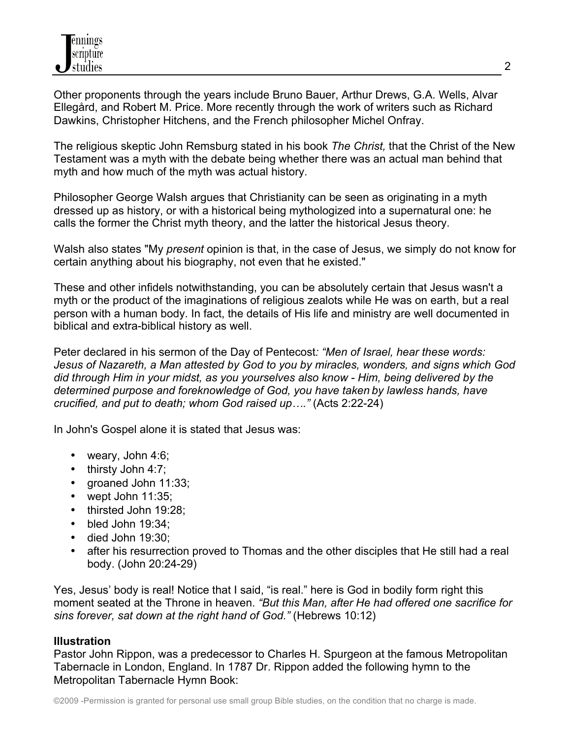Other proponents through the years include Bruno Bauer, Arthur Drews, G.A. Wells, Alvar Ellegård, and Robert M. Price. More recently through the work of writers such as Richard Dawkins, Christopher Hitchens, and the French philosopher Michel Onfray.

The religious skeptic John Remsburg stated in his book *The Christ,* that the Christ of the New Testament was a myth with the debate being whether there was an actual man behind that myth and how much of the myth was actual history.

Philosopher George Walsh argues that Christianity can be seen as originating in a myth dressed up as history, or with a historical being mythologized into a supernatural one: he calls the former the Christ myth theory, and the latter the historical Jesus theory.

Walsh also states "My *present* opinion is that, in the case of Jesus, we simply do not know for certain anything about his biography, not even that he existed."

These and other infidels notwithstanding, you can be absolutely certain that Jesus wasn't a myth or the product of the imaginations of religious zealots while He was on earth, but a real person with a human body. In fact, the details of His life and ministry are well documented in biblical and extra-biblical history as well.

Peter declared in his sermon of the Day of Pentecost*: "Men of Israel, hear these words: Jesus of Nazareth, a Man attested by God to you by miracles, wonders, and signs which God did through Him in your midst, as you yourselves also know - Him, being delivered by the determined purpose and foreknowledge of God, you have taken by lawless hands, have crucified, and put to death; whom God raised up…."* (Acts 2:22-24)

In John's Gospel alone it is stated that Jesus was:

- weary, John 4:6;
- thirsty John 4:7;
- groaned John 11:33;
- wept John 11:35;
- thirsted John 19:28;
- bled John 19:34;
- died John 19:30;
- after his resurrection proved to Thomas and the other disciples that He still had a real body. (John 20:24-29)

Yes, Jesus' body is real! Notice that I said, "is real." here is God in bodily form right this moment seated at the Throne in heaven. *"But this Man, after He had offered one sacrifice for sins forever, sat down at the right hand of God."* (Hebrews 10:12)

**Illustration**
Pastor John Rippon, was a predecessor to Charles H. Spurgeon at the famous Metropolitan Tabernacle in London, England. In 1787 Dr. Rippon added the following hymn to the Metropolitan Tabernacle Hymn Book: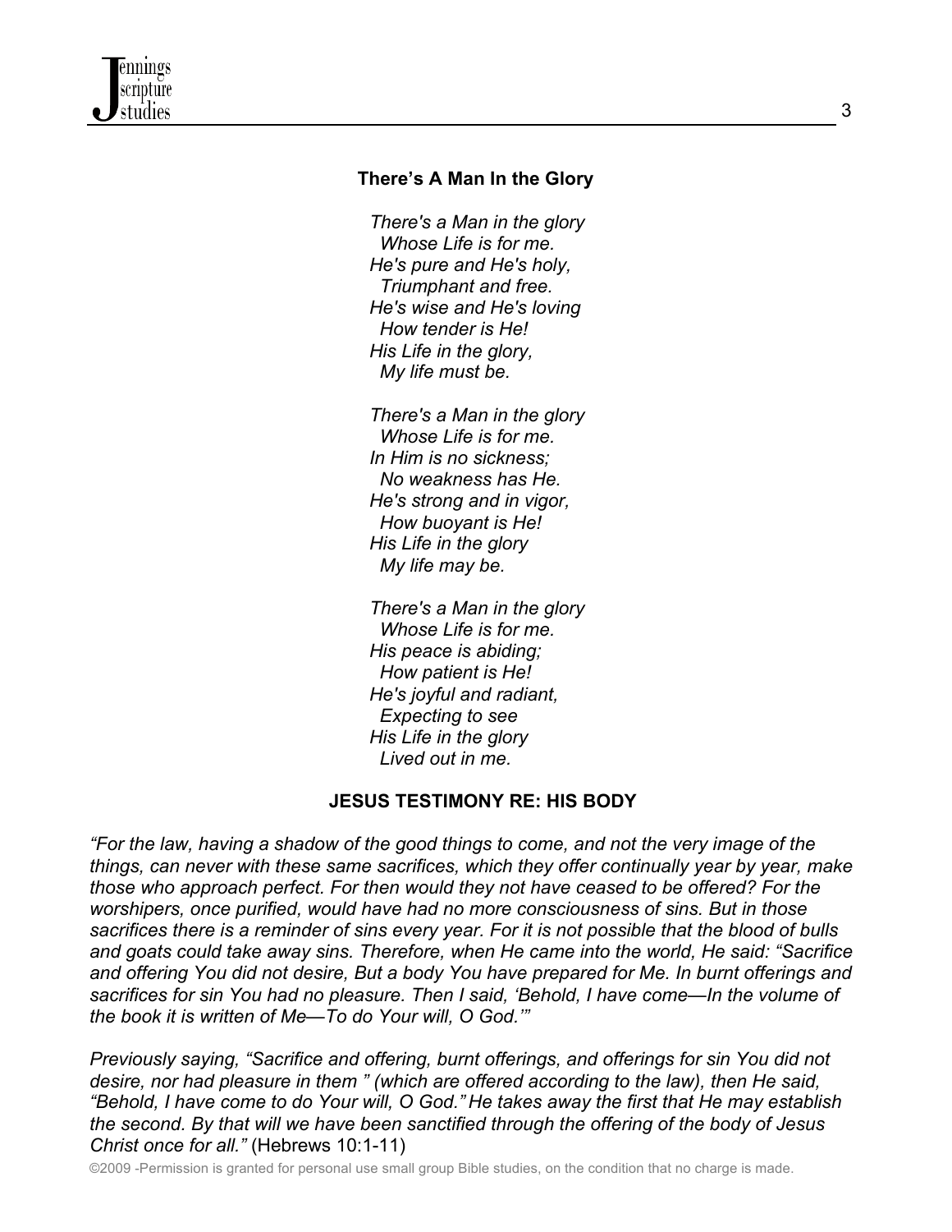### There's A Man In the Glory

*There's a Man in the glory*
*Whose Life is for me.*
*He's pure and He's holy,*
*Triumphant and free.*
*He's wise and He's loving*
*How tender is He!*
*His Life in the glory,*
*My life must be.*

*There's a Man in the glory*
*Whose Life is for me.*
*In Him is no sickness;*
*No weakness has He.*
*He's strong and in vigor,*
*How buoyant is He!*
*His Life in the glory*
*My life may be.*

*There's a Man in the glory*
*Whose Life is for me.*
*His peace is abiding;*
*How patient is He!*
*He's joyful and radiant,*
*Expecting to see*
*His Life in the glory*
*Lived out in me.*

### JESUS TESTIMONY RE: HIS BODY

*"For the law, having a shadow of the good things to come, and not the very image of the things, can never with these same sacrifices, which they offer continually year by year, make those who approach perfect. For then would they not have ceased to be offered? For the worshipers, once purified, would have had no more consciousness of sins. But in those sacrifices there is a reminder of sins every year. For it is not possible that the blood of bulls and goats could take away sins. Therefore, when He came into the world, He said: "Sacrifice and offering You did not desire, But a body You have prepared for Me. In burnt offerings and sacrifices for sin You had no pleasure. Then I said, 'Behold, I have come—In the volume of the book it is written of Me—To do Your will, O God.'"*

*Previously saying, "Sacrifice and offering, burnt offerings, and offerings for sin You did not desire, nor had pleasure in them " (which are offered according to the law), then He said, "Behold, I have come to do Your will, O God." He takes away the first that He may establish the second. By that will we have been sanctified through the offering of the body of Jesus Christ once for all."* (Hebrews 10:1-11)

©2009 -Permission is granted for personal use small group Bible studies, on the condition that no charge is made.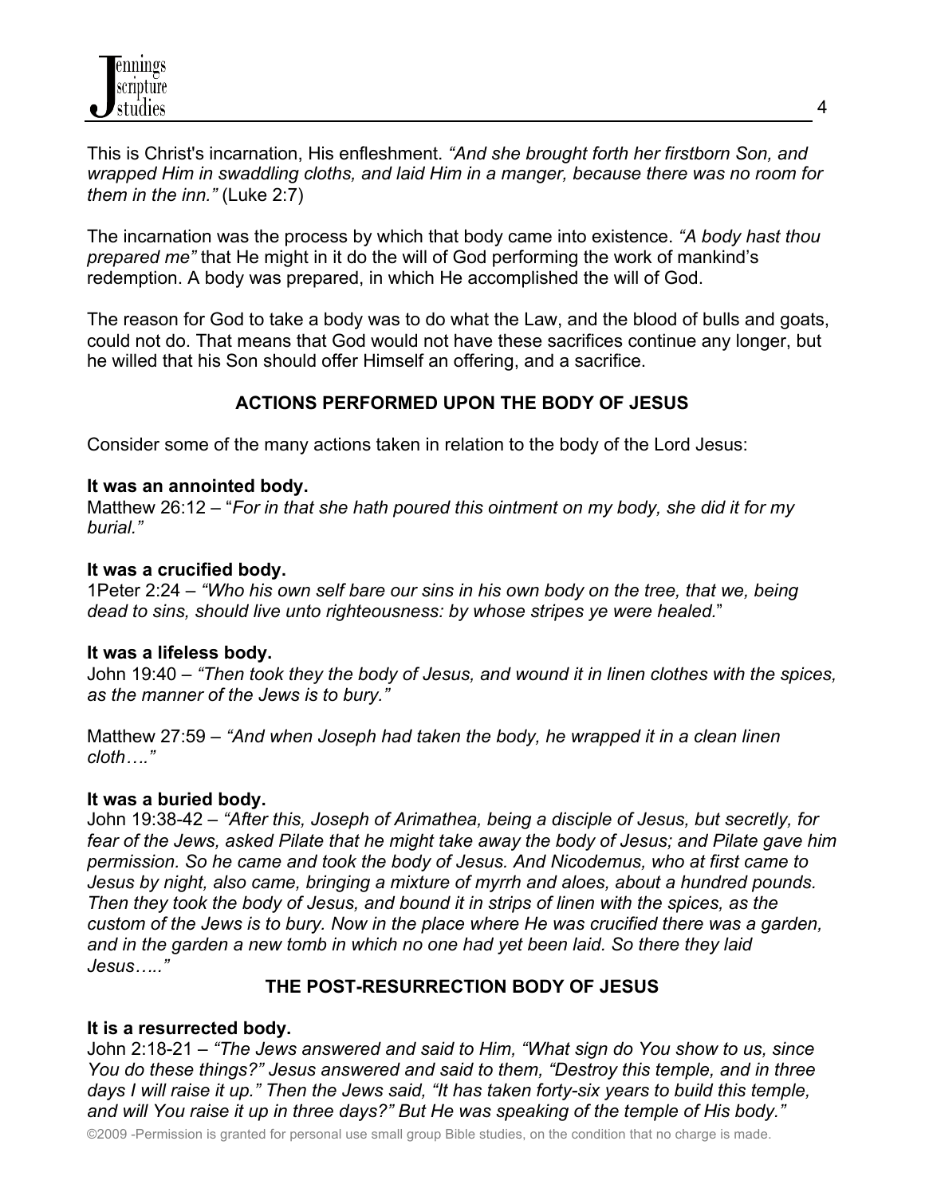This is Christ's incarnation, His enfleshment. *"And she brought forth her firstborn Son, and wrapped Him in swaddling cloths, and laid Him in a manger, because there was no room for them in the inn."* (Luke 2:7)

The incarnation was the process by which that body came into existence. *"A body hast thou prepared me"* that He might in it do the will of God performing the work of mankind's redemption. A body was prepared, in which He accomplished the will of God.

The reason for God to take a body was to do what the Law, and the blood of bulls and goats, could not do. That means that God would not have these sacrifices continue any longer, but he willed that his Son should offer Himself an offering, and a sacrifice.

## ACTIONS PERFORMED UPON THE BODY OF JESUS

Consider some of the many actions taken in relation to the body of the Lord Jesus:

**It was an annointed body.**
Matthew 26:12 – "*For in that she hath poured this ointment on my body, she did it for my burial."*

**It was a crucified body.**
1Peter 2:24 – *"Who his own self bare our sins in his own body on the tree, that we, being dead to sins, should live unto righteousness: by whose stripes ye were healed.*"

**It was a lifeless body.**
John 19:40 – *"Then took they the body of Jesus, and wound it in linen clothes with the spices, as the manner of the Jews is to bury."*

Matthew 27:59 – *"And when Joseph had taken the body, he wrapped it in a clean linen cloth…."*

**It was a buried body.**
John 19:38-42 – *"After this, Joseph of Arimathea, being a disciple of Jesus, but secretly, for fear of the Jews, asked Pilate that he might take away the body of Jesus; and Pilate gave him permission. So he came and took the body of Jesus. And Nicodemus, who at first came to Jesus by night, also came, bringing a mixture of myrrh and aloes, about a hundred pounds. Then they took the body of Jesus, and bound it in strips of linen with the spices, as the custom of the Jews is to bury. Now in the place where He was crucified there was a garden, and in the garden a new tomb in which no one had yet been laid. So there they laid Jesus….."*

## THE POST-RESURRECTION BODY OF JESUS

**It is a resurrected body.**
John 2:18-21 – *"The Jews answered and said to Him, "What sign do You show to us, since You do these things?" Jesus answered and said to them, "Destroy this temple, and in three days I will raise it up." Then the Jews said, "It has taken forty-six years to build this temple, and will You raise it up in three days?" But He was speaking of the temple of His body."*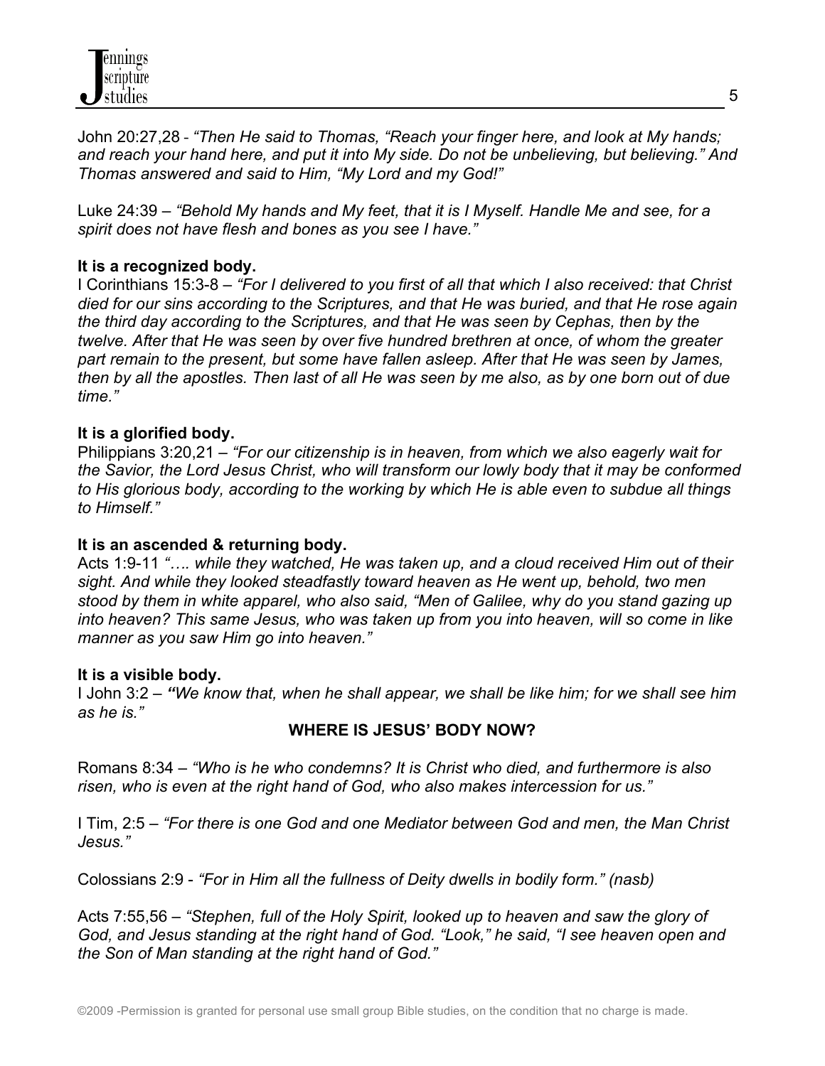John 20:27,28 - *"Then He said to Thomas, "Reach your finger here, and look at My hands; and reach your hand here, and put it into My side. Do not be unbelieving, but believing." And Thomas answered and said to Him, "My Lord and my God!"*

Luke 24:39 – *"Behold My hands and My feet, that it is I Myself. Handle Me and see, for a spirit does not have flesh and bones as you see I have."*

**It is a recognized body.**
I Corinthians 15:3-8 – *"For I delivered to you first of all that which I also received: that Christ died for our sins according to the Scriptures, and that He was buried, and that He rose again the third day according to the Scriptures, and that He was seen by Cephas, then by the twelve. After that He was seen by over five hundred brethren at once, of whom the greater part remain to the present, but some have fallen asleep. After that He was seen by James, then by all the apostles. Then last of all He was seen by me also, as by one born out of due time."*

**It is a glorified body.**
Philippians 3:20,21 – *"For our citizenship is in heaven, from which we also eagerly wait for the Savior, the Lord Jesus Christ, who will transform our lowly body that it may be conformed to His glorious body, according to the working by which He is able even to subdue all things to Himself."*

**It is an ascended & returning body.**
Acts 1:9-11 *"…. while they watched, He was taken up, and a cloud received Him out of their sight. And while they looked steadfastly toward heaven as He went up, behold, two men stood by them in white apparel, who also said, "Men of Galilee, why do you stand gazing up into heaven? This same Jesus, who was taken up from you into heaven, will so come in like manner as you saw Him go into heaven."*

**It is a visible body.**
I John 3:2 – ***"****We know that, when he shall appear, we shall be like him; for we shall see him as he is."*

## WHERE IS JESUS' BODY NOW?

Romans 8:34 – *"Who is he who condemns? It is Christ who died, and furthermore is also risen, who is even at the right hand of God, who also makes intercession for us."*

I Tim, 2:5 – *"For there is one God and one Mediator between God and men, the Man Christ Jesus."*

Colossians 2:9 - *"For in Him all the fullness of Deity dwells in bodily form." (nasb)*

Acts 7:55,56 – *"Stephen, full of the Holy Spirit, looked up to heaven and saw the glory of God, and Jesus standing at the right hand of God. "Look," he said, "I see heaven open and the Son of Man standing at the right hand of God."*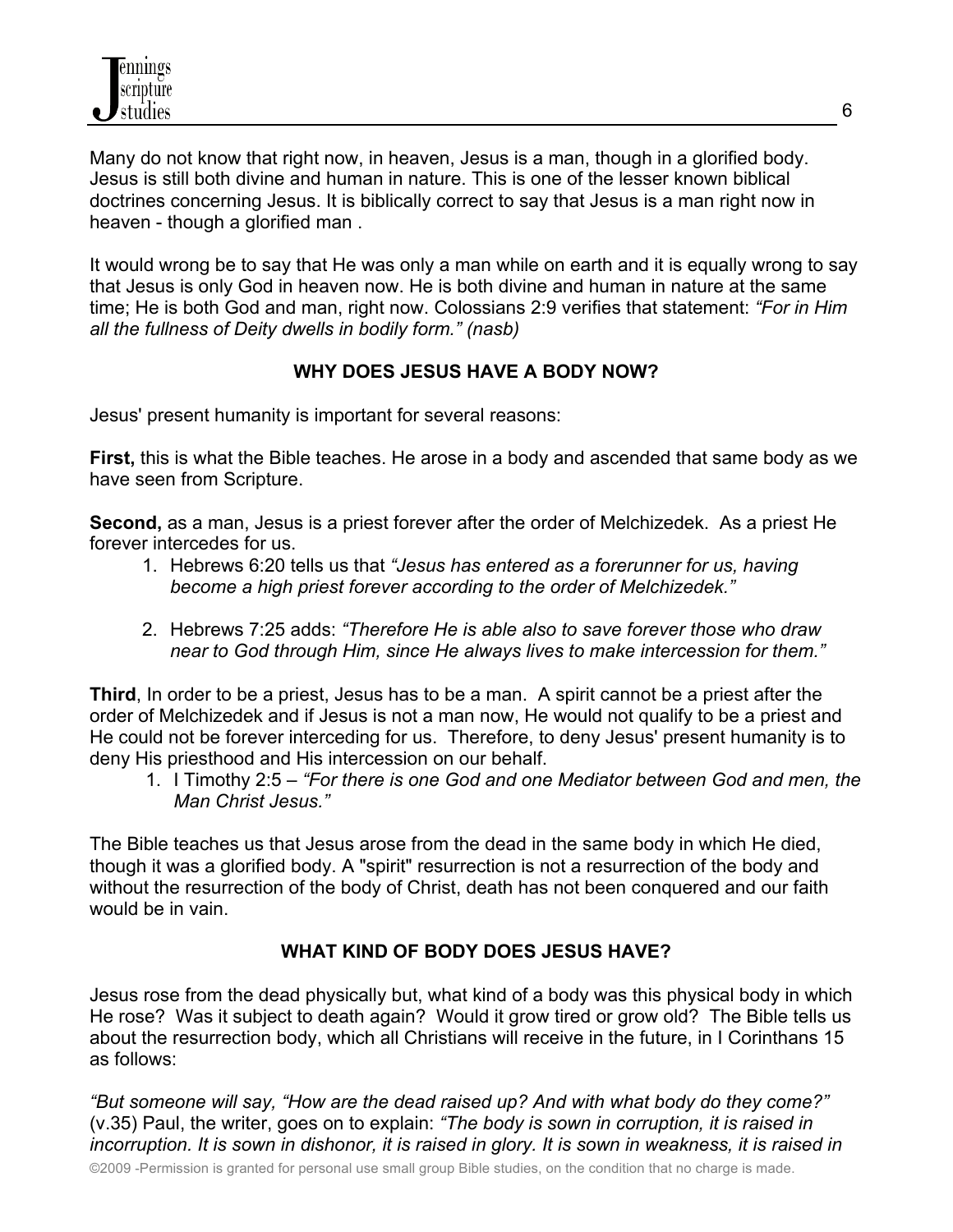Many do not know that right now, in heaven, Jesus is a man, though in a glorified body. Jesus is still both divine and human in nature. This is one of the lesser known biblical doctrines concerning Jesus. It is biblically correct to say that Jesus is a man right now in heaven - though a glorified man .

It would wrong be to say that He was only a man while on earth and it is equally wrong to say that Jesus is only God in heaven now. He is both divine and human in nature at the same time; He is both God and man, right now. Colossians 2:9 verifies that statement: *"For in Him all the fullness of Deity dwells in bodily form." (nasb)*

## WHY DOES JESUS HAVE A BODY NOW?

Jesus' present humanity is important for several reasons:

**First,** this is what the Bible teaches. He arose in a body and ascended that same body as we have seen from Scripture.

**Second,** as a man, Jesus is a priest forever after the order of Melchizedek. As a priest He forever intercedes for us.

1. Hebrews 6:20 tells us that *"Jesus has entered as a forerunner for us, having become a high priest forever according to the order of Melchizedek."*

2. Hebrews 7:25 adds: *"Therefore He is able also to save forever those who draw near to God through Him, since He always lives to make intercession for them."*

**Third**, In order to be a priest, Jesus has to be a man. A spirit cannot be a priest after the order of Melchizedek and if Jesus is not a man now, He would not qualify to be a priest and He could not be forever interceding for us. Therefore, to deny Jesus' present humanity is to deny His priesthood and His intercession on our behalf.

1. I Timothy 2:5 – *"For there is one God and one Mediator between God and men, the Man Christ Jesus."*

The Bible teaches us that Jesus arose from the dead in the same body in which He died, though it was a glorified body. A "spirit" resurrection is not a resurrection of the body and without the resurrection of the body of Christ, death has not been conquered and our faith would be in vain.

## WHAT KIND OF BODY DOES JESUS HAVE?

Jesus rose from the dead physically but, what kind of a body was this physical body in which He rose? Was it subject to death again? Would it grow tired or grow old? The Bible tells us about the resurrection body, which all Christians will receive in the future, in I Corinthans 15 as follows:

*"But someone will say, "How are the dead raised up? And with what body do they come?"* (v.35) Paul, the writer, goes on to explain: *"The body is sown in corruption, it is raised in incorruption. It is sown in dishonor, it is raised in glory. It is sown in weakness, it is raised in*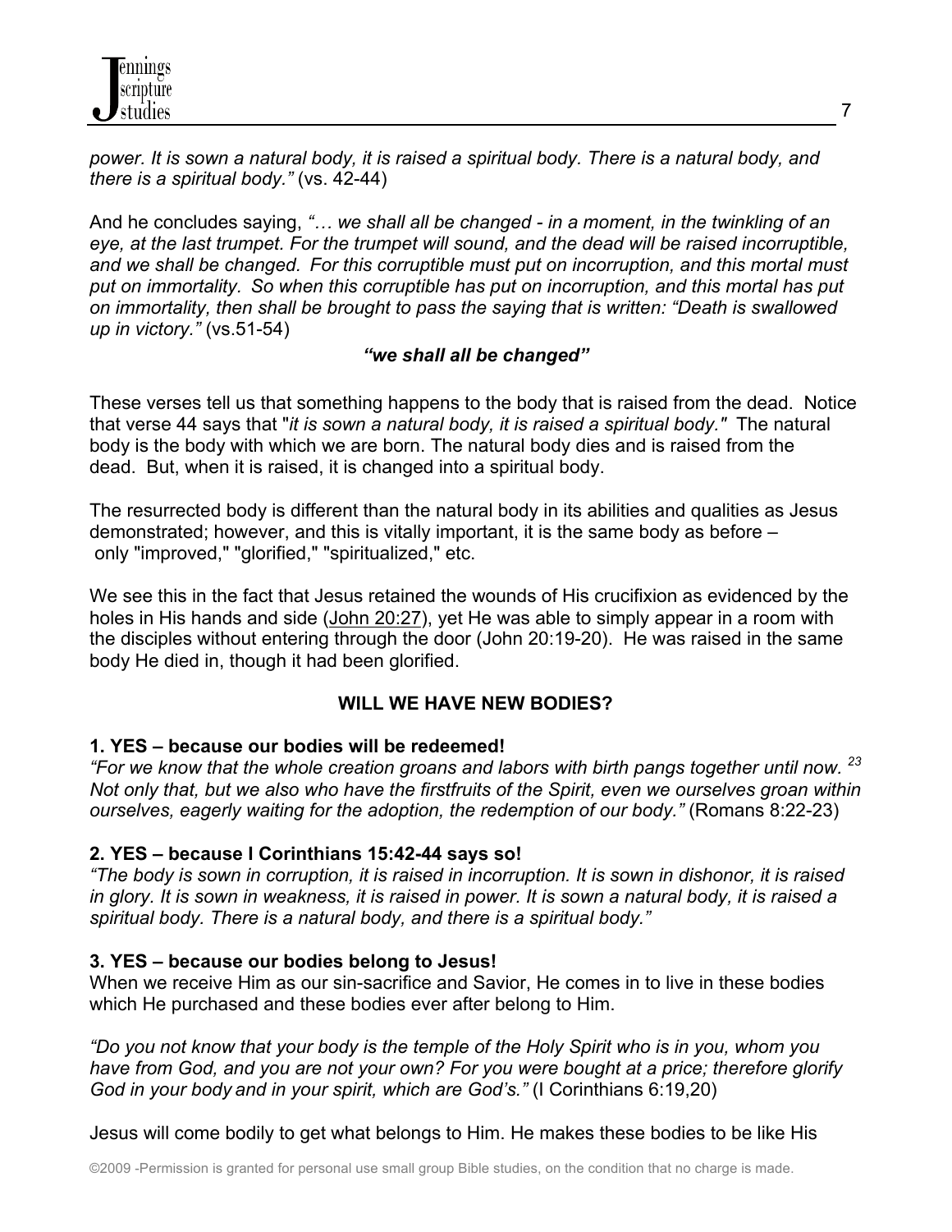*power. It is sown a natural body, it is raised a spiritual body. There is a natural body, and there is a spiritual body."* (vs. 42-44)

And he concludes saying, *"… we shall all be changed - in a moment, in the twinkling of an eye, at the last trumpet. For the trumpet will sound, and the dead will be raised incorruptible, and we shall be changed. For this corruptible must put on incorruption, and this mortal must put on immortality. So when this corruptible has put on incorruption, and this mortal has put on immortality, then shall be brought to pass the saying that is written: "Death is swallowed up in victory."* (vs.51-54)

***"we shall all be changed"***

These verses tell us that something happens to the body that is raised from the dead. Notice that verse 44 says that "*it is sown a natural body, it is raised a spiritual body."* The natural body is the body with which we are born. The natural body dies and is raised from the dead. But, when it is raised, it is changed into a spiritual body.

The resurrected body is different than the natural body in its abilities and qualities as Jesus demonstrated; however, and this is vitally important, it is the same body as before – only "improved," "glorified," "spiritualized," etc.

We see this in the fact that Jesus retained the wounds of His crucifixion as evidenced by the holes in His hands and side (John 20:27), yet He was able to simply appear in a room with the disciples without entering through the door (John 20:19-20). He was raised in the same body He died in, though it had been glorified.

## WILL WE HAVE NEW BODIES?

**1. YES – because our bodies will be redeemed!**

*"For we know that the whole creation groans and labors with birth pangs together until now. [23] Not only that, but we also who have the firstfruits of the Spirit, even we ourselves groan within ourselves, eagerly waiting for the adoption, the redemption of our body."* (Romans 8:22-23)

**2. YES – because I Corinthians 15:42-44 says so!**

*"The body is sown in corruption, it is raised in incorruption. It is sown in dishonor, it is raised in glory. It is sown in weakness, it is raised in power. It is sown a natural body, it is raised a spiritual body. There is a natural body, and there is a spiritual body."*

**3. YES – because our bodies belong to Jesus!**

When we receive Him as our sin-sacrifice and Savior, He comes in to live in these bodies which He purchased and these bodies ever after belong to Him.

*"Do you not know that your body is the temple of the Holy Spirit who is in you, whom you have from God, and you are not your own? For you were bought at a price; therefore glorify God in your body and in your spirit, which are God's."* (I Corinthians 6:19,20)

Jesus will come bodily to get what belongs to Him. He makes these bodies to be like His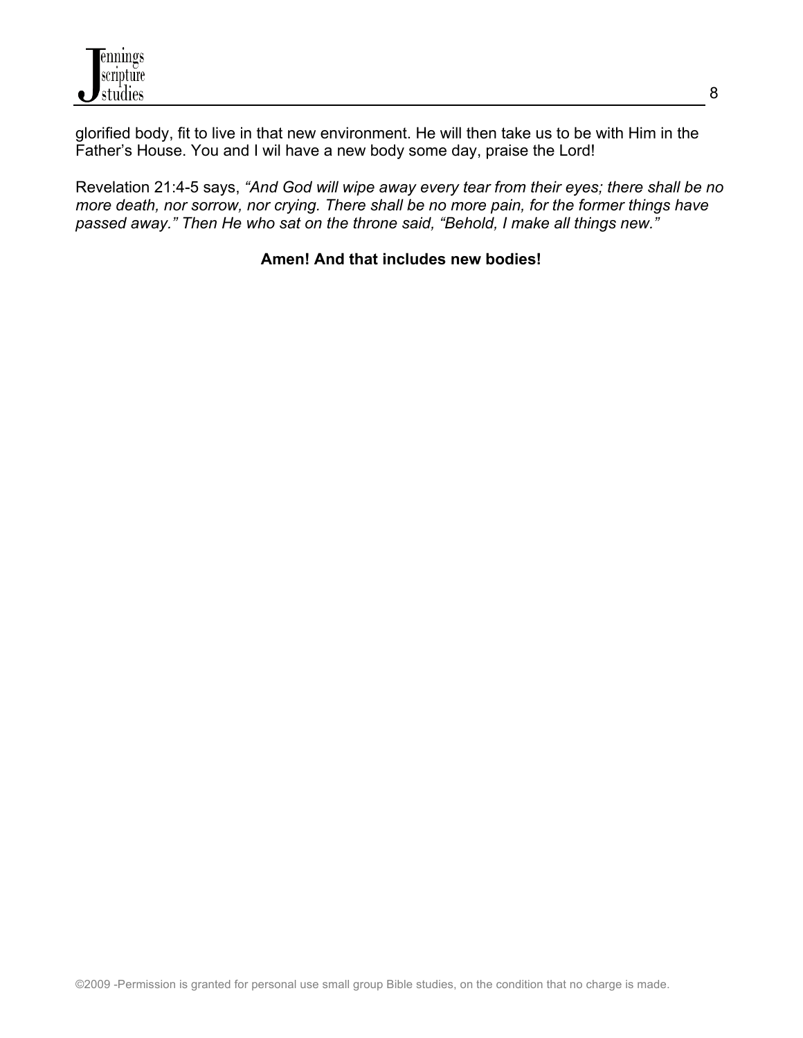glorified body, fit to live in that new environment. He will then take us to be with Him in the Father's House. You and I wil have a new body some day, praise the Lord!

Revelation 21:4-5 says, *"And God will wipe away every tear from their eyes; there shall be no more death, nor sorrow, nor crying. There shall be no more pain, for the former things have passed away." Then He who sat on the throne said, "Behold, I make all things new."*

**Amen! And that includes new bodies!**

©2009 -Permission is granted for personal use small group Bible studies, on the condition that no charge is made.